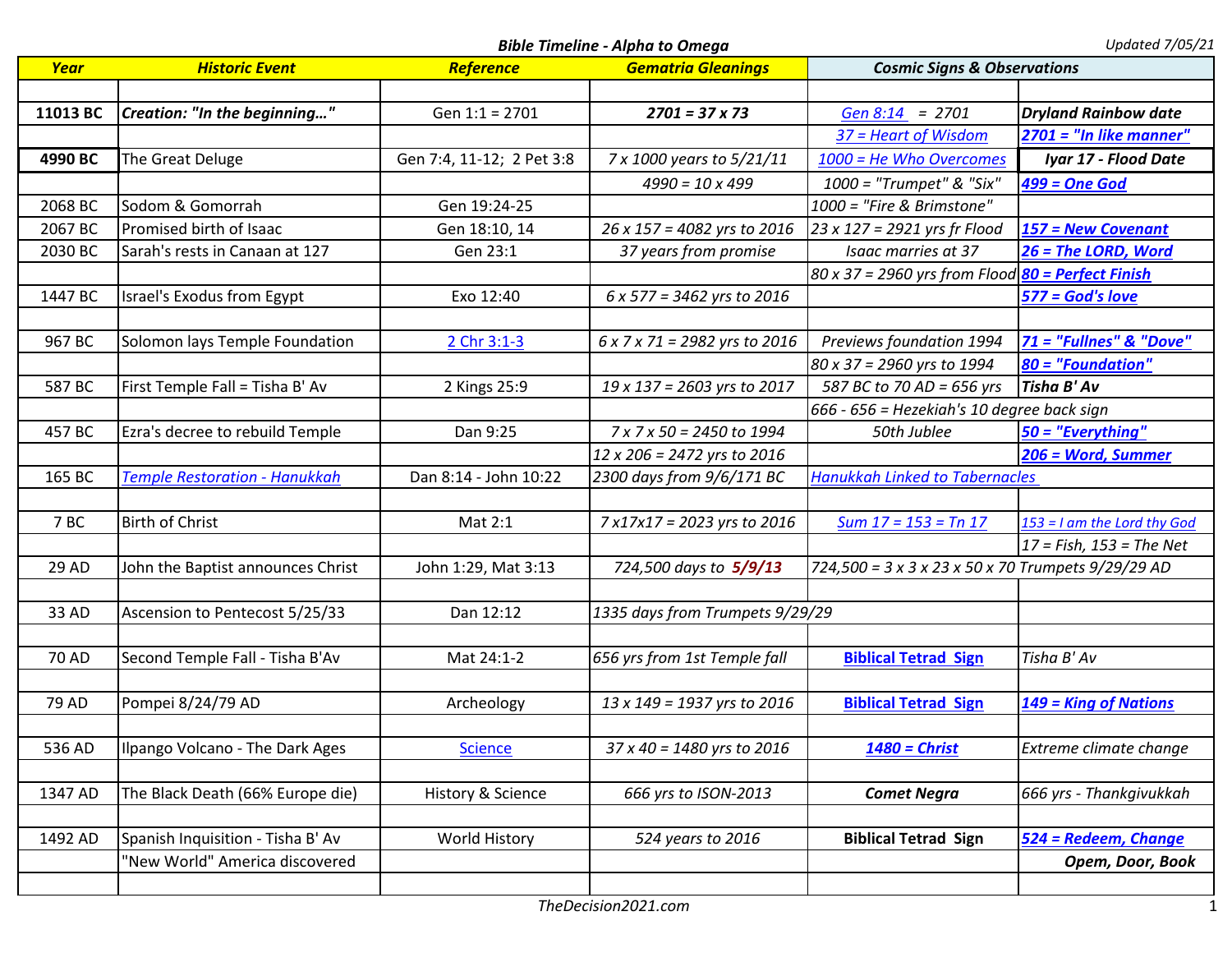**Bible Timeline - Alpha to Omega**

Updated 7/05/21

| Year | Historic Event | Reference | Gematria Gleanings | Cosmic Signs & Observations | |
|---|---|---|---|---|---|
| | | | | | |
| **11013 BC** | ***Creation: "In the beginning…"*** | Gen 1:1 = 2701 | ***2701 = 37 x 73*** | *Gen 8:14 = 2701* | ***Dryland Rainbow date*** |
| | | | | *37 = Heart of Wisdom* | ***2701 = "In like manner"*** |
| **4990 BC** | The Great Deluge | Gen 7:4, 11-12; 2 Pet 3:8 | *7 x 1000 years to 5/21/11* | *1000 = He Who Overcomes* | ***Iyar 17 - Flood Date*** |
| | | | *4990 = 10 x 499* | *1000 = "Trumpet" & "Six"* | ***499 = One God*** |
| 2068 BC | Sodom & Gomorrah | Gen 19:24-25 | | *1000 = "Fire & Brimstone"* | |
| 2067 BC | Promised birth of Isaac | Gen 18:10, 14 | *26 x 157 = 4082 yrs to 2016* | *23 x 127 = 2921 yrs fr Flood* | ***157 = New Covenant*** |
| 2030 BC | Sarah's rests in Canaan at 127 | Gen 23:1 | *37 years from promise* | *Isaac marries at 37* | ***26 = The LORD, Word*** |
| | | | | *80 x 37 = 2960 yrs from Flood* | ***80 = Perfect Finish*** |
| 1447 BC | Israel's Exodus from Egypt | Exo 12:40 | *6 x 577 = 3462 yrs to 2016* | | ***577 = God's love*** |
| | | | | | |
| 967 BC | Solomon lays Temple Foundation | 2 Chr 3:1-3 | *6 x 7 x 71 = 2982 yrs to 2016* | *Previews foundation 1994* | ***71 = "Fullnes" & "Dove"*** |
| | | | | *80 x 37 = 2960 yrs to 1994* | ***80 = "Foundation"*** |
| 587 BC | First Temple Fall = Tisha B' Av | 2 Kings 25:9 | *19 x 137 = 2603 yrs to 2017* | *587 BC to 70 AD = 656 yrs* | ***Tisha B' Av*** |
| | | | | *666 - 656 = Hezekiah's 10 degree back sign* | |
| 457 BC | Ezra's decree to rebuild Temple | Dan 9:25 | *7 x 7 x 50 = 2450 to 1994* | *50th Jublee* | ***50 = "Everything"*** |
| | | | *12 x 206 = 2472 yrs to 2016* | | ***206 = Word, Summer*** |
| 165 BC | *Temple Restoration - Hanukkah* | Dan 8:14 - John 10:22 | *2300 days from 9/6/171 BC* | *Hanukkah Linked to Tabernacles* | |
| | | | | | |
| 7 BC | Birth of Christ | Mat 2:1 | *7 x17x17 = 2023 yrs to 2016* | *Sum 17 = 153 = Tn 17* | *153 = I am the Lord thy God* |
| | | | | | *17 = Fish, 153 = The Net* |
| 29 AD | John the Baptist announces Christ | John 1:29, Mat 3:13 | *724,500 days to **5/9/13*** | *724,500 = 3 x 3 x 23 x 50 x 70 Trumpets 9/29/29 AD* | |
| | | | | | |
| 33 AD | Ascension to Pentecost 5/25/33 | Dan 12:12 | *1335 days from Trumpets 9/29/29* | | |
| | | | | | |
| 70 AD | Second Temple Fall - Tisha B'Av | Mat 24:1-2 | *656 yrs from 1st Temple fall* | **Biblical Tetrad Sign** | *Tisha B' Av* |
| | | | | | |
| 79 AD | Pompei 8/24/79 AD | Archeology | *13 x 149 = 1937 yrs to 2016* | **Biblical Tetrad Sign** | ***149 = King of Nations*** |
| | | | | | |
| 536 AD | Ilpango Volcano - The Dark Ages | Science | *37 x 40 = 1480 yrs to 2016* | ***1480 = Christ*** | *Extreme climate change* |
| | | | | | |
| 1347 AD | The Black Death (66% Europe die) | History & Science | *666 yrs to ISON-2013* | ***Comet Negra*** | *666 yrs - Thankgivukkah* |
| | | | | | |
| 1492 AD | Spanish Inquisition - Tisha B' Av | World History | *524 years to 2016* | **Biblical Tetrad Sign** | ***524 = Redeem, Change*** |
| | "New World" America discovered | | | | ***Opem, Door, Book*** |
| | | | | | |

*TheDecision2021.com*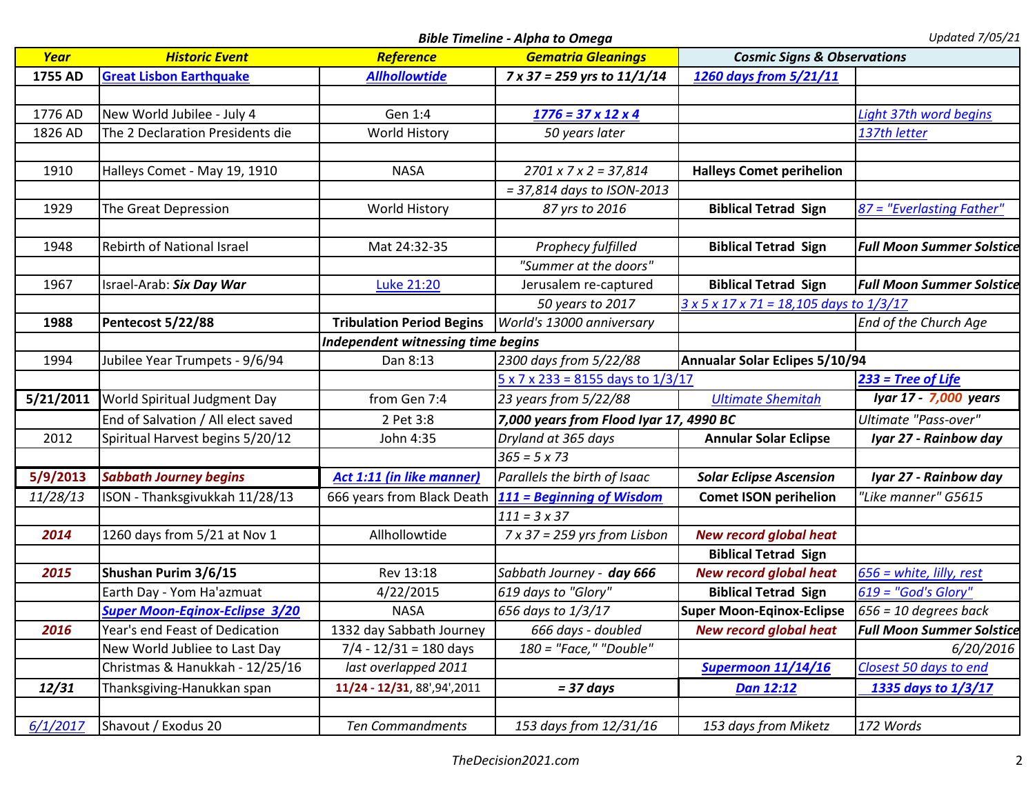**Bible Timeline - Alpha to Omega**

Updated 7/05/21

| Year | Historic Event | Reference | Gematria Gleanings | Cosmic Signs & Observations | |
|---|---|---|---|---|---|
| **1755 AD** | **Great Lisbon Earthquake** | ***Allhollowtide*** | ***7 x 37 = 259 yrs to 11/1/14*** | ***1260 days from 5/21/11*** | |
| | | | | | |
| 1776 AD | New World Jubilee - July 4 | Gen 1:4 | ***1776 = 37 x 12 x 4*** | | *Light 37th word begins* |
| 1826 AD | The 2 Declaration Presidents die | World History | *50 years later* | | *137th letter* |
| | | | | | |
| 1910 | Halleys Comet - May 19, 1910 | NASA | *2701 x 7 x 2 = 37,814* | **Halleys Comet perihelion** | |
| | | | *= 37,814 days to ISON-2013* | | |
| 1929 | The Great Depression | World History | *87 yrs to 2016* | **Biblical Tetrad Sign** | *87 = "Everlasting Father"* |
| | | | | | |
| 1948 | Rebirth of National Israel | Mat 24:32-35 | *Prophecy fulfilled* | **Biblical Tetrad Sign** | ***Full Moon Summer Solstice*** |
| | | | *"Summer at the doors"* | | |
| 1967 | Israel-Arab: ***Six Day War*** | Luke 21:20 | Jerusalem re-captured | **Biblical Tetrad Sign** | ***Full Moon Summer Solstice*** |
| | | | *50 years to 2017* | *3 x 5 x 17 x 71 = 18,105 days to 1/3/17* | |
| **1988** | **Pentecost 5/22/88** | **Tribulation Period Begins** | *World's 13000 anniversary* | | *End of the Church Age* |
| | | ***Independent witnessing time begins*** | | | |
| 1994 | Jubilee Year Trumpets - 9/6/94 | Dan 8:13 | *2300 days from 5/22/88* | **Annualar Solar Eclipes 5/10/94** | |
| | | | *5 x 7 x 233 = 8155 days to 1/3/17* | | ***233 = Tree of Life*** |
| **5/21/2011** | World Spiritual Judgment Day | from Gen 7:4 | *23 years from 5/22/88* | *Ultimate Shemitah* | ***Iyar 17 - 7,000 years*** |
| | End of Salvation / All elect saved | 2 Pet 3:8 | ***7,000 years from Flood Iyar 17, 4990 BC*** | | *Ultimate "Pass-over"* |
| 2012 | Spiritual Harvest begins 5/20/12 | John 4:35 | *Dryland at 365 days* | **Annular Solar Eclipse** | ***Iyar 27 - Rainbow day*** |
| | | | *365 = 5 x 73* | | |
| **5/9/2013** | ***Sabbath Journey begins*** | ***Act 1:11 (in like manner)*** | *Parallels the birth of Isaac* | ***Solar Eclipse Ascension*** | ***Iyar 27 - Rainbow day*** |
| *11/28/13* | ISON - Thanksgivukkah 11/28/13 | 666 years from Black Death | ***111 = Beginning of Wisdom*** | **Comet ISON perihelion** | *"Like manner" G5615* |
| | | | *111 = 3 x 37* | | |
| ***2014*** | 1260 days from 5/21 at Nov 1 | Allhollowtide | *7 x 37 = 259 yrs from Lisbon* | ***New record global heat*** | |
| | | | | **Biblical Tetrad Sign** | |
| ***2015*** | **Shushan Purim 3/6/15** | Rev 13:18 | *Sabbath Journey - **day 666*** | ***New record global heat*** | *656 = white, lilly, rest* |
| | Earth Day - Yom Ha'azmuat | 4/22/2015 | *619 days to "Glory"* | **Biblical Tetrad Sign** | *619 = "God's Glory"* |
| | ***Super Moon-Eqinox-Eclipse 3/20*** | NASA | *656 days to 1/3/17* | **Super Moon-Eqinox-Eclipse** | *656 = 10 degrees back* |
| ***2016*** | Year's end Feast of Dedication | 1332 day Sabbath Journey | *666 days - doubled* | ***New record global heat*** | ***Full Moon Summer Solstice*** |
| | New World Jubliee to Last Day | 7/4 - 12/31 = 180 days | *180 = "Face," "Double"* | | *6/20/2016* |
| | Christmas & Hanukkah - 12/25/16 | *last overlapped 2011* | | ***Supermoon 11/14/16*** | *Closest 50 days to end* |
| ***12/31*** | Thanksgiving-Hanukkan span | **11/24 - 12/31**, 88',94',2011 | ***= 37 days*** | ***Dan 12:12*** | ***1335 days to 1/3/17*** |
| | | | | | |
| *6/1/2017* | Shavout / Exodus 20 | *Ten Commandments* | *153 days from 12/31/16* | *153 days from Miketz* | *172 Words* |

*TheDecision2021.com*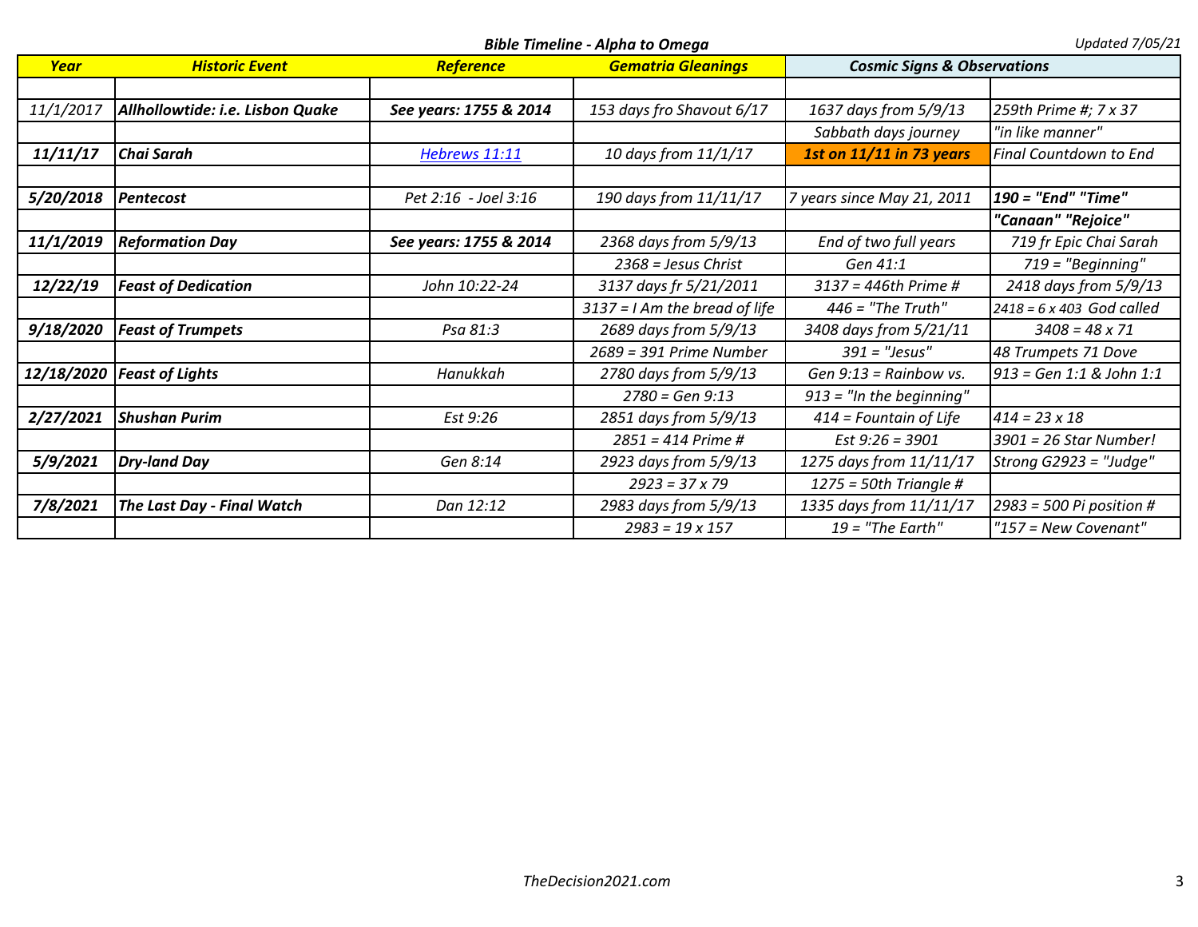*Bible Timeline - Alpha to Omega*

*Updated 7/05/21*

| Year | Historic Event | Reference | Gematria Gleanings | Cosmic Signs & Observations | |
|---|---|---|---|---|---|
| | | | | | |
| 11/1/2017 | **Allhollowtide: i.e. Lisbon Quake** | **See years: 1755 & 2014** | 153 days fro Shavout 6/17 | 1637 days from 5/9/13 | 259th Prime #; 7 x 37 |
| | | | | Sabbath days journey | "in like manner" |
| **11/11/17** | **Chai Sarah** | Hebrews 11:11 | 10 days from 11/1/17 | **1st on 11/11 in 73 years** | Final Countdown to End |
| | | | | | |
| **5/20/2018** | **Pentecost** | Pet 2:16 - Joel 3:16 | 190 days from 11/11/17 | 7 years since May 21, 2011 | **190 = "End" "Time"** |
| | | | | | **"Canaan" "Rejoice"** |
| **11/1/2019** | **Reformation Day** | **See years: 1755 & 2014** | 2368 days from 5/9/13 | End of two full years | 719 fr Epic Chai Sarah |
| | | | 2368 = Jesus Christ | Gen 41:1 | 719 = "Beginning" |
| **12/22/19** | **Feast of Dedication** | John 10:22-24 | 3137 days fr 5/21/2011 | 3137 = 446th Prime # | 2418 days from 5/9/13 |
| | | | 3137 = I Am the bread of life | 446 = "The Truth" | 2418 = 6 x 403 God called |
| **9/18/2020** | **Feast of Trumpets** | Psa 81:3 | 2689 days from 5/9/13 | 3408 days from 5/21/11 | 3408 = 48 x 71 |
| | | | 2689 = 391 Prime Number | 391 = "Jesus" | 48 Trumpets 71 Dove |
| **12/18/2020** | **Feast of Lights** | Hanukkah | 2780 days from 5/9/13 | Gen 9:13 = Rainbow vs. | 913 = Gen 1:1 & John 1:1 |
| | | | 2780 = Gen 9:13 | 913 = "In the beginning" | |
| **2/27/2021** | **Shushan Purim** | Est 9:26 | 2851 days from 5/9/13 | 414 = Fountain of Life | 414 = 23 x 18 |
| | | | 2851 = 414 Prime # | Est 9:26 = 3901 | 3901 = 26 Star Number! |
| **5/9/2021** | **Dry-land Day** | Gen 8:14 | 2923 days from 5/9/13 | 1275 days from 11/11/17 | Strong G2923 = "Judge" |
| | | | 2923 = 37 x 79 | 1275 = 50th Triangle # | |
| **7/8/2021** | **The Last Day - Final Watch** | Dan 12:12 | 2983 days from 5/9/13 | 1335 days from 11/11/17 | 2983 = 500 Pi position # |
| | | | 2983 = 19 x 157 | 19 = "The Earth" | "157 = New Covenant" |

*TheDecision2021.com*